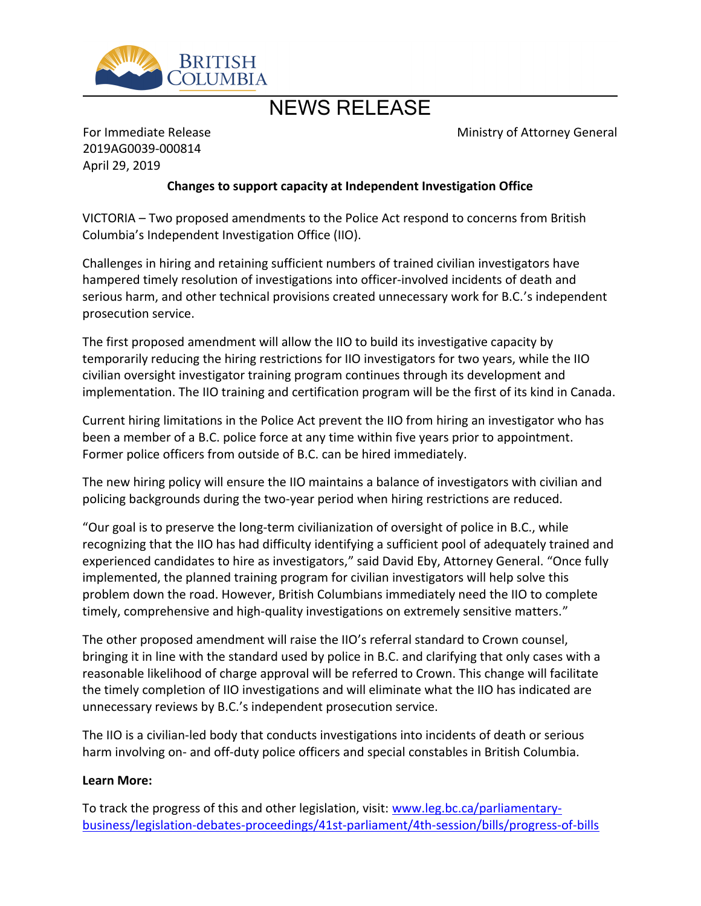BRITISH COLUMBIA

# NEWS RELEASE

For Immediate Release
2019AG0039-000814
April 29, 2019

Ministry of Attorney General

**Changes to support capacity at Independent Investigation Office**

VICTORIA – Two proposed amendments to the Police Act respond to concerns from British Columbia's Independent Investigation Office (IIO).

Challenges in hiring and retaining sufficient numbers of trained civilian investigators have hampered timely resolution of investigations into officer-involved incidents of death and serious harm, and other technical provisions created unnecessary work for B.C.'s independent prosecution service.

The first proposed amendment will allow the IIO to build its investigative capacity by temporarily reducing the hiring restrictions for IIO investigators for two years, while the IIO civilian oversight investigator training program continues through its development and implementation. The IIO training and certification program will be the first of its kind in Canada.

Current hiring limitations in the Police Act prevent the IIO from hiring an investigator who has been a member of a B.C. police force at any time within five years prior to appointment. Former police officers from outside of B.C. can be hired immediately.

The new hiring policy will ensure the IIO maintains a balance of investigators with civilian and policing backgrounds during the two-year period when hiring restrictions are reduced.

"Our goal is to preserve the long-term civilianization of oversight of police in B.C., while recognizing that the IIO has had difficulty identifying a sufficient pool of adequately trained and experienced candidates to hire as investigators," said David Eby, Attorney General. "Once fully implemented, the planned training program for civilian investigators will help solve this problem down the road. However, British Columbians immediately need the IIO to complete timely, comprehensive and high-quality investigations on extremely sensitive matters."

The other proposed amendment will raise the IIO's referral standard to Crown counsel, bringing it in line with the standard used by police in B.C. and clarifying that only cases with a reasonable likelihood of charge approval will be referred to Crown. This change will facilitate the timely completion of IIO investigations and will eliminate what the IIO has indicated are unnecessary reviews by B.C.'s independent prosecution service.

The IIO is a civilian-led body that conducts investigations into incidents of death or serious harm involving on- and off-duty police officers and special constables in British Columbia.

**Learn More:**

To track the progress of this and other legislation, visit: [www.leg.bc.ca/parliamentary-business/legislation-debates-proceedings/41st-parliament/4th-session/bills/progress-of-bills](www.leg.bc.ca/parliamentary-business/legislation-debates-proceedings/41st-parliament/4th-session/bills/progress-of-bills)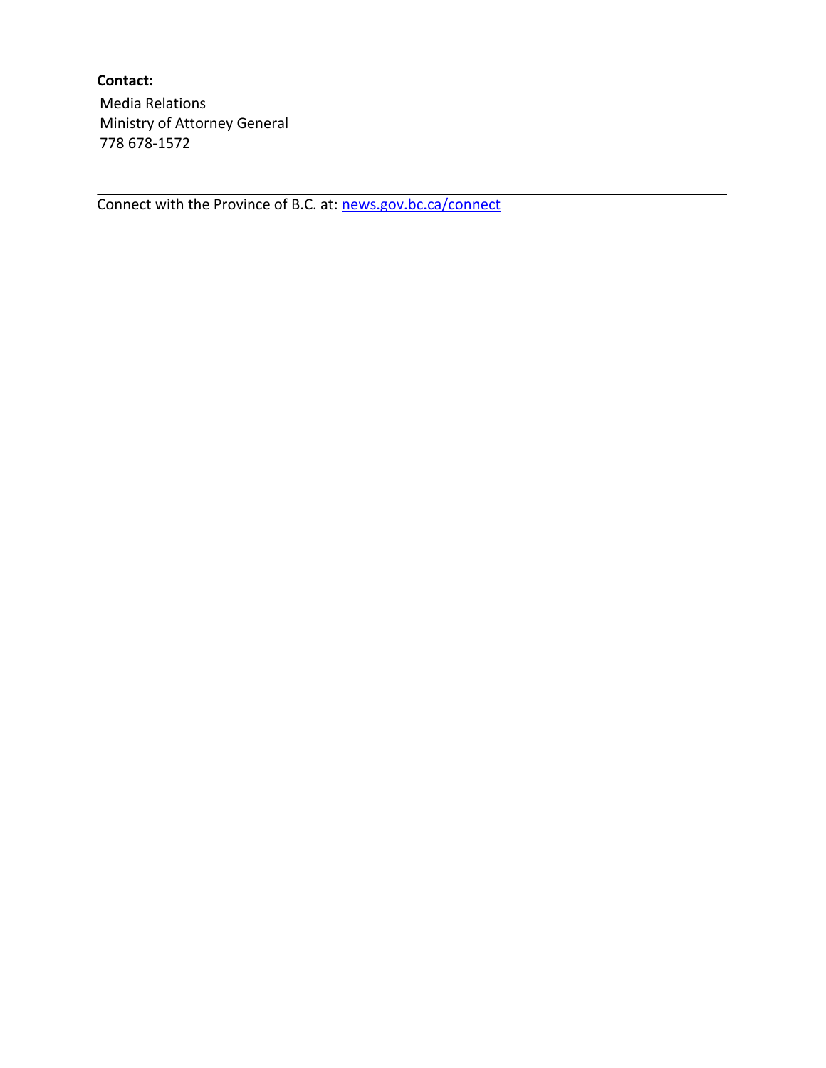**Contact:**

Media Relations
Ministry of Attorney General
778 678-1572

---

Connect with the Province of B.C. at: [news.gov.bc.ca/connect](news.gov.bc.ca/connect)